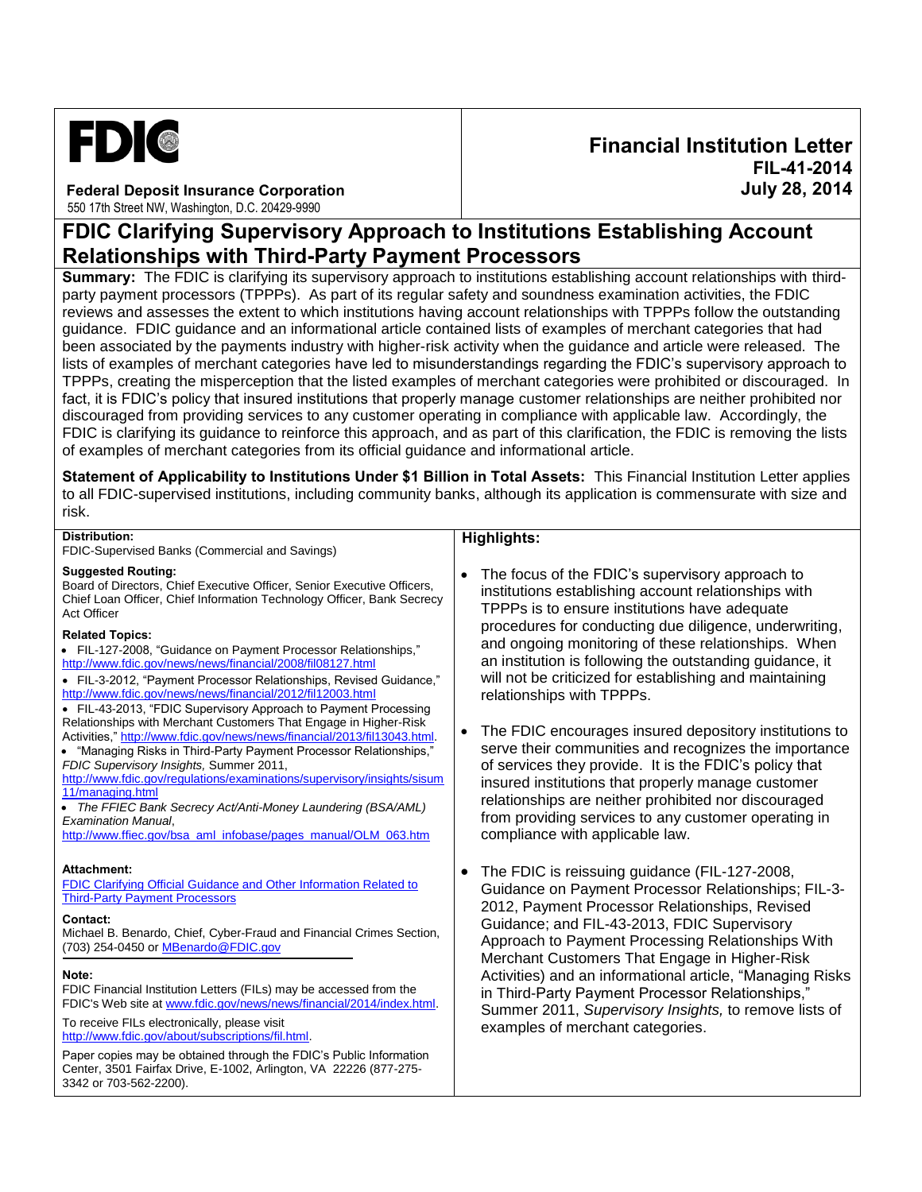**FDIC**

**Federal Deposit Insurance Corporation**
550 17th Street NW, Washington, D.C. 20429-9990

**Financial Institution Letter**
**FIL-41-2014**
**July 28, 2014**

# FDIC Clarifying Supervisory Approach to Institutions Establishing Account Relationships with Third-Party Payment Processors

**Summary:** The FDIC is clarifying its supervisory approach to institutions establishing account relationships with third-party payment processors (TPPPs). As part of its regular safety and soundness examination activities, the FDIC reviews and assesses the extent to which institutions having account relationships with TPPPs follow the outstanding guidance. FDIC guidance and an informational article contained lists of examples of merchant categories that had been associated by the payments industry with higher-risk activity when the guidance and article were released. The lists of examples of merchant categories have led to misunderstandings regarding the FDIC's supervisory approach to TPPPs, creating the misperception that the listed examples of merchant categories were prohibited or discouraged. In fact, it is FDIC's policy that insured institutions that properly manage customer relationships are neither prohibited nor discouraged from providing services to any customer operating in compliance with applicable law. Accordingly, the FDIC is clarifying its guidance to reinforce this approach, and as part of this clarification, the FDIC is removing the lists of examples of merchant categories from its official guidance and informational article.

**Statement of Applicability to Institutions Under $1 Billion in Total Assets:** This Financial Institution Letter applies to all FDIC-supervised institutions, including community banks, although its application is commensurate with size and risk.

**Distribution:**
FDIC-Supervised Banks (Commercial and Savings)

**Suggested Routing:**
Board of Directors, Chief Executive Officer, Senior Executive Officers, Chief Loan Officer, Chief Information Technology Officer, Bank Secrecy Act Officer

**Related Topics:**

- FIL-127-2008, "Guidance on Payment Processor Relationships," http://www.fdic.gov/news/news/financial/2008/fil08127.html
- FIL-3-2012, "Payment Processor Relationships, Revised Guidance," http://www.fdic.gov/news/news/financial/2012/fil12003.html
- FIL-43-2013, "FDIC Supervisory Approach to Payment Processing Relationships with Merchant Customers That Engage in Higher-Risk Activities," http://www.fdic.gov/news/news/financial/2013/fil13043.html.
- "Managing Risks in Third-Party Payment Processor Relationships," *FDIC Supervisory Insights,* Summer 2011, http://www.fdic.gov/regulations/examinations/supervisory/insights/sisum11/managing.html
- *The FFIEC Bank Secrecy Act/Anti-Money Laundering (BSA/AML) Examination Manual*, http://www.ffiec.gov/bsa_aml_infobase/pages_manual/OLM_063.htm

**Attachment:**
FDIC Clarifying Official Guidance and Other Information Related to Third-Party Payment Processors

**Contact:**
Michael B. Benardo, Chief, Cyber-Fraud and Financial Crimes Section, (703) 254-0450 or MBenardo@FDIC.gov

**Note:**
FDIC Financial Institution Letters (FILs) may be accessed from the FDIC's Web site at www.fdic.gov/news/news/financial/2014/index.html.

To receive FILs electronically, please visit http://www.fdic.gov/about/subscriptions/fil.html.

Paper copies may be obtained through the FDIC's Public Information Center, 3501 Fairfax Drive, E-1002, Arlington, VA 22226 (877-275-3342 or 703-562-2200).

**Highlights:**

- The focus of the FDIC's supervisory approach to institutions establishing account relationships with TPPPs is to ensure institutions have adequate procedures for conducting due diligence, underwriting, and ongoing monitoring of these relationships. When an institution is following the outstanding guidance, it will not be criticized for establishing and maintaining relationships with TPPPs.
- The FDIC encourages insured depository institutions to serve their communities and recognizes the importance of services they provide. It is the FDIC's policy that insured institutions that properly manage customer relationships are neither prohibited nor discouraged from providing services to any customer operating in compliance with applicable law.
- The FDIC is reissuing guidance (FIL-127-2008, Guidance on Payment Processor Relationships; FIL-3-2012, Payment Processor Relationships, Revised Guidance; and FIL-43-2013, FDIC Supervisory Approach to Payment Processing Relationships With Merchant Customers That Engage in Higher-Risk Activities) and an informational article, "Managing Risks in Third-Party Payment Processor Relationships," Summer 2011, *Supervisory Insights,* to remove lists of examples of merchant categories.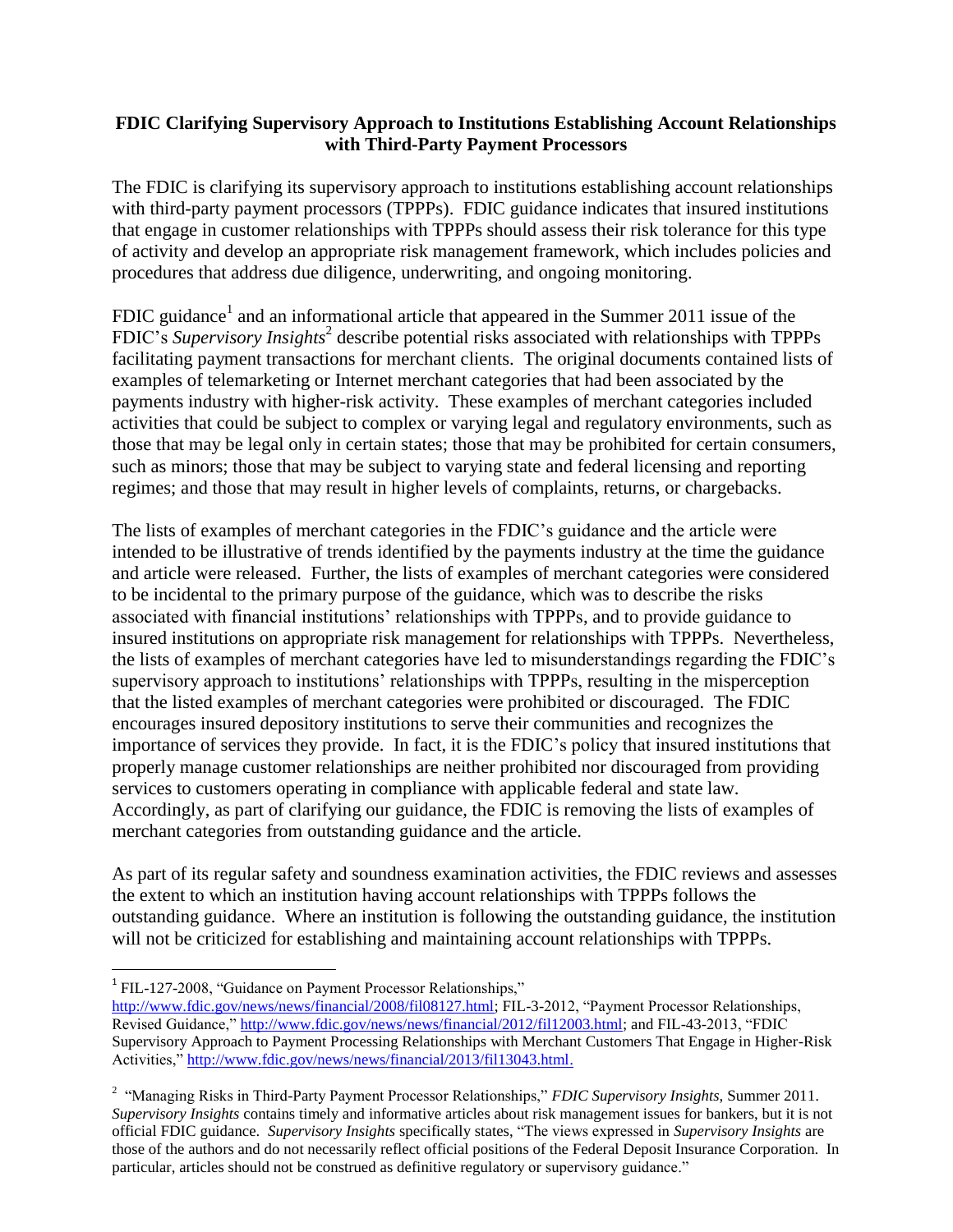**FDIC Clarifying Supervisory Approach to Institutions Establishing Account Relationships with Third-Party Payment Processors**

The FDIC is clarifying its supervisory approach to institutions establishing account relationships with third-party payment processors (TPPPs). FDIC guidance indicates that insured institutions that engage in customer relationships with TPPPs should assess their risk tolerance for this type of activity and develop an appropriate risk management framework, which includes policies and procedures that address due diligence, underwriting, and ongoing monitoring.

FDIC guidance[1] and an informational article that appeared in the Summer 2011 issue of the FDIC's *Supervisory Insights*[2] describe potential risks associated with relationships with TPPPs facilitating payment transactions for merchant clients. The original documents contained lists of examples of telemarketing or Internet merchant categories that had been associated by the payments industry with higher-risk activity. These examples of merchant categories included activities that could be subject to complex or varying legal and regulatory environments, such as those that may be legal only in certain states; those that may be prohibited for certain consumers, such as minors; those that may be subject to varying state and federal licensing and reporting regimes; and those that may result in higher levels of complaints, returns, or chargebacks.

The lists of examples of merchant categories in the FDIC's guidance and the article were intended to be illustrative of trends identified by the payments industry at the time the guidance and article were released. Further, the lists of examples of merchant categories were considered to be incidental to the primary purpose of the guidance, which was to describe the risks associated with financial institutions' relationships with TPPPs, and to provide guidance to insured institutions on appropriate risk management for relationships with TPPPs. Nevertheless, the lists of examples of merchant categories have led to misunderstandings regarding the FDIC's supervisory approach to institutions' relationships with TPPPs, resulting in the misperception that the listed examples of merchant categories were prohibited or discouraged. The FDIC encourages insured depository institutions to serve their communities and recognizes the importance of services they provide. In fact, it is the FDIC's policy that insured institutions that properly manage customer relationships are neither prohibited nor discouraged from providing services to customers operating in compliance with applicable federal and state law. Accordingly, as part of clarifying our guidance, the FDIC is removing the lists of examples of merchant categories from outstanding guidance and the article.

As part of its regular safety and soundness examination activities, the FDIC reviews and assesses the extent to which an institution having account relationships with TPPPs follows the outstanding guidance. Where an institution is following the outstanding guidance, the institution will not be criticized for establishing and maintaining account relationships with TPPPs.

---

[1] FIL-127-2008, "Guidance on Payment Processor Relationships," http://www.fdic.gov/news/news/financial/2008/fil08127.html; FIL-3-2012, "Payment Processor Relationships, Revised Guidance," http://www.fdic.gov/news/news/financial/2012/fil12003.html; and FIL-43-2013, "FDIC Supervisory Approach to Payment Processing Relationships with Merchant Customers That Engage in Higher-Risk Activities," http://www.fdic.gov/news/news/financial/2013/fil13043.html.

[2] "Managing Risks in Third-Party Payment Processor Relationships," *FDIC Supervisory Insights,* Summer 2011. *Supervisory Insights* contains timely and informative articles about risk management issues for bankers, but it is not official FDIC guidance. *Supervisory Insights* specifically states, "The views expressed in *Supervisory Insights* are those of the authors and do not necessarily reflect official positions of the Federal Deposit Insurance Corporation. In particular, articles should not be construed as definitive regulatory or supervisory guidance."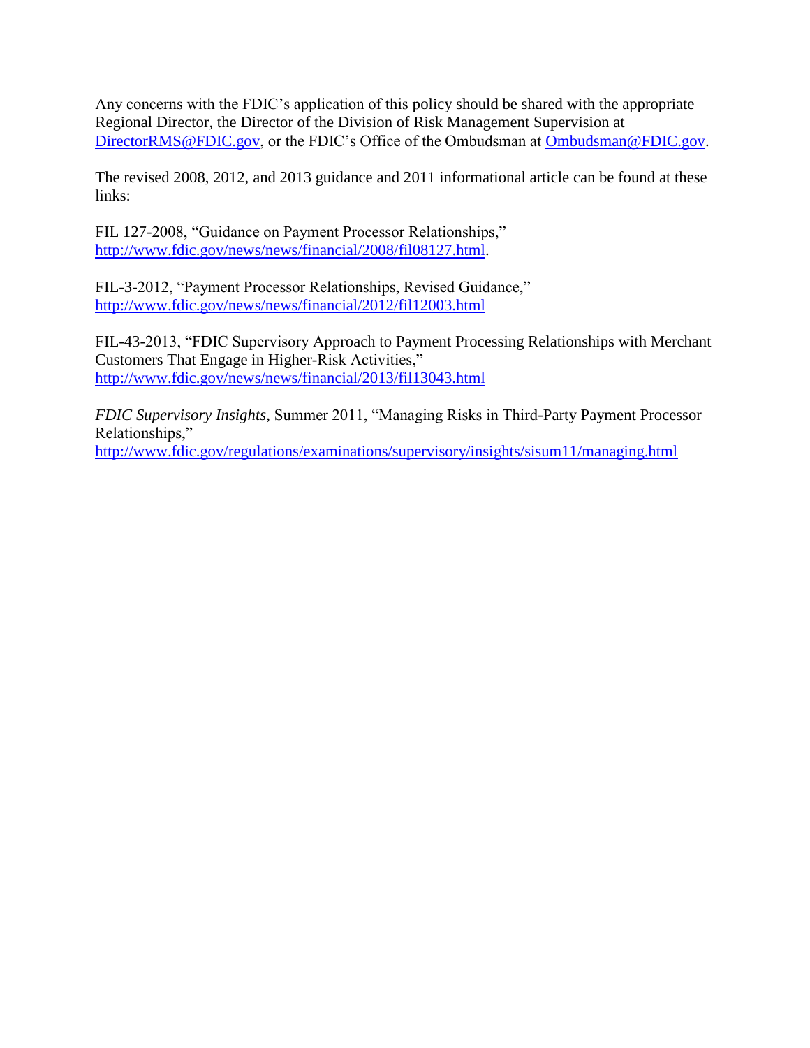Any concerns with the FDIC's application of this policy should be shared with the appropriate Regional Director, the Director of the Division of Risk Management Supervision at DirectorRMS@FDIC.gov, or the FDIC's Office of the Ombudsman at Ombudsman@FDIC.gov.

The revised 2008, 2012, and 2013 guidance and 2011 informational article can be found at these links:

FIL 127-2008, "Guidance on Payment Processor Relationships," http://www.fdic.gov/news/news/financial/2008/fil08127.html.

FIL-3-2012, "Payment Processor Relationships, Revised Guidance," http://www.fdic.gov/news/news/financial/2012/fil12003.html

FIL-43-2013, "FDIC Supervisory Approach to Payment Processing Relationships with Merchant Customers That Engage in Higher-Risk Activities," http://www.fdic.gov/news/news/financial/2013/fil13043.html

*FDIC Supervisory Insights,* Summer 2011, "Managing Risks in Third-Party Payment Processor Relationships," http://www.fdic.gov/regulations/examinations/supervisory/insights/sisum11/managing.html